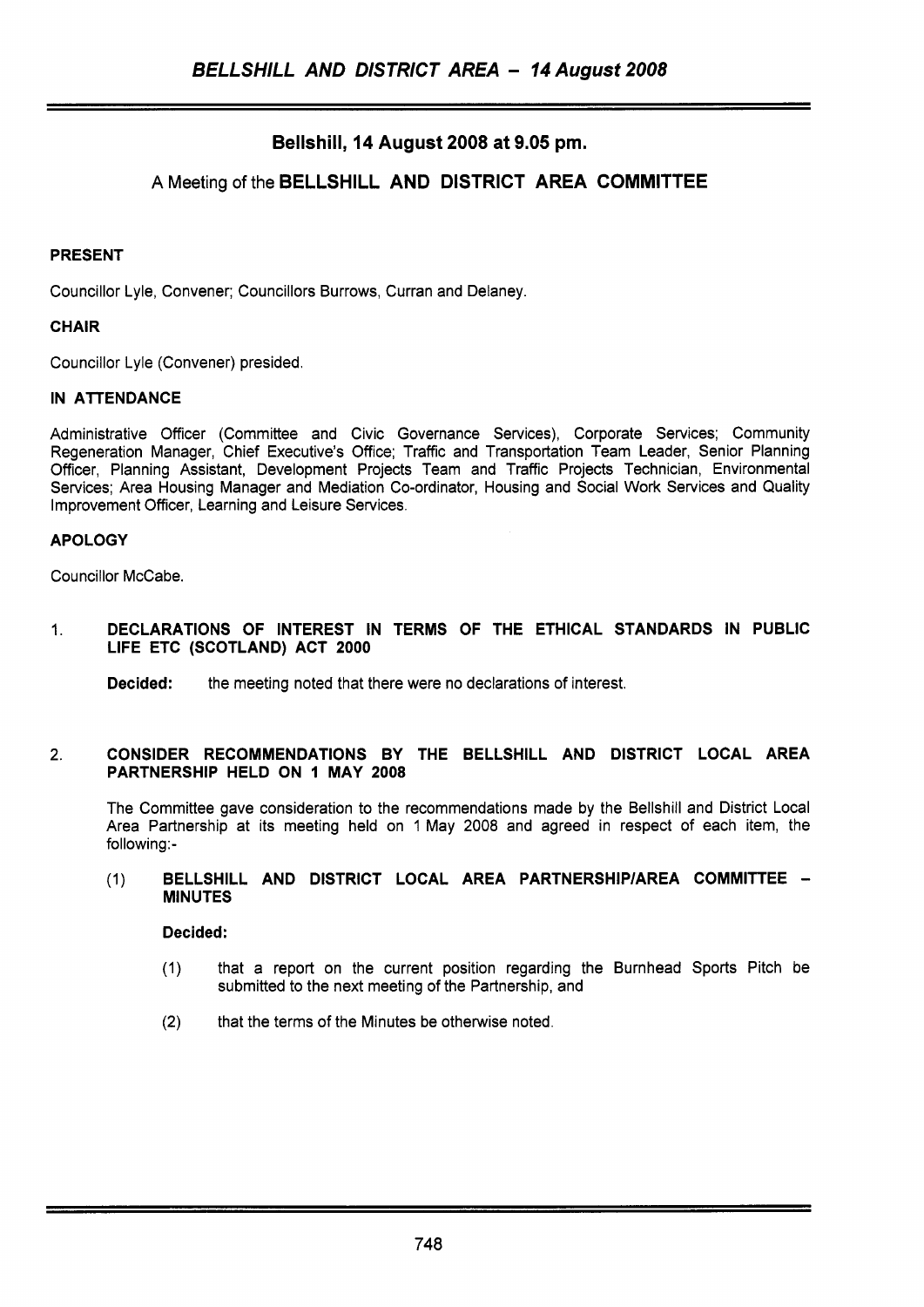## Bellshill, 14 August 2008 at 9.05 pm.

### A Meeting of the BELLSHILL AND DISTRICT AREA COMMITTEE

**PRESENT**

Councillor Lyle, Convener; Councillors Burrows, Curran and Delaney.

**CHAIR**

Councillor Lyle (Convener) presided.

**IN ATTENDANCE**

Administrative Officer (Committee and Civic Governance Services), Corporate Services; Community Regeneration Manager, Chief Executive's Office; Traffic and Transportation Team Leader, Senior Planning Officer, Planning Assistant, Development Projects Team and Traffic Projects Technician, Environmental Services; Area Housing Manager and Mediation Co-ordinator, Housing and Social Work Services and Quality Improvement Officer, Learning and Leisure Services.

**APOLOGY**

Councillor McCabe.

1. **DECLARATIONS OF INTEREST IN TERMS OF THE ETHICAL STANDARDS IN PUBLIC LIFE ETC (SCOTLAND) ACT 2000**

   **Decided:** the meeting noted that there were no declarations of interest.

2. **CONSIDER RECOMMENDATIONS BY THE BELLSHILL AND DISTRICT LOCAL AREA PARTNERSHIP HELD ON 1 MAY 2008**

   The Committee gave consideration to the recommendations made by the Bellshill and District Local Area Partnership at its meeting held on 1 May 2008 and agreed in respect of each item, the following:-

   (1) **BELLSHILL AND DISTRICT LOCAL AREA PARTNERSHIP/AREA COMMITTEE – MINUTES**

   **Decided:**

   (1) that a report on the current position regarding the Burnhead Sports Pitch be submitted to the next meeting of the Partnership, and

   (2) that the terms of the Minutes be otherwise noted.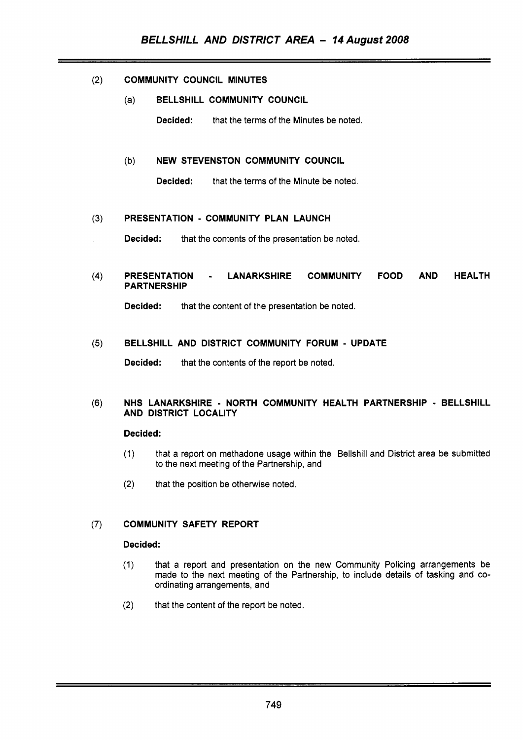(2) **COMMUNITY COUNCIL MINUTES**

(a) **BELLSHILL COMMUNITY COUNCIL**

**Decided:** that the terms of the Minutes be noted.

(b) **NEW STEVENSTON COMMUNITY COUNCIL**

**Decided:** that the terms of the Minute be noted.

(3) **PRESENTATION - COMMUNITY PLAN LAUNCH**

**Decided:** that the contents of the presentation be noted.

(4) **PRESENTATION - LANARKSHIRE COMMUNITY FOOD AND HEALTH PARTNERSHIP**

**Decided:** that the content of the presentation be noted.

(5) **BELLSHILL AND DISTRICT COMMUNITY FORUM - UPDATE**

**Decided:** that the contents of the report be noted.

(6) **NHS LANARKSHIRE - NORTH COMMUNITY HEALTH PARTNERSHIP - BELLSHILL AND DISTRICT LOCALITY**

**Decided:**

(1) that a report on methadone usage within the Bellshill and District area be submitted to the next meeting of the Partnership, and

(2) that the position be otherwise noted.

(7) **COMMUNITY SAFETY REPORT**

**Decided:**

(1) that a report and presentation on the new Community Policing arrangements be made to the next meeting of the Partnership, to include details of tasking and co-ordinating arrangements, and

(2) that the content of the report be noted.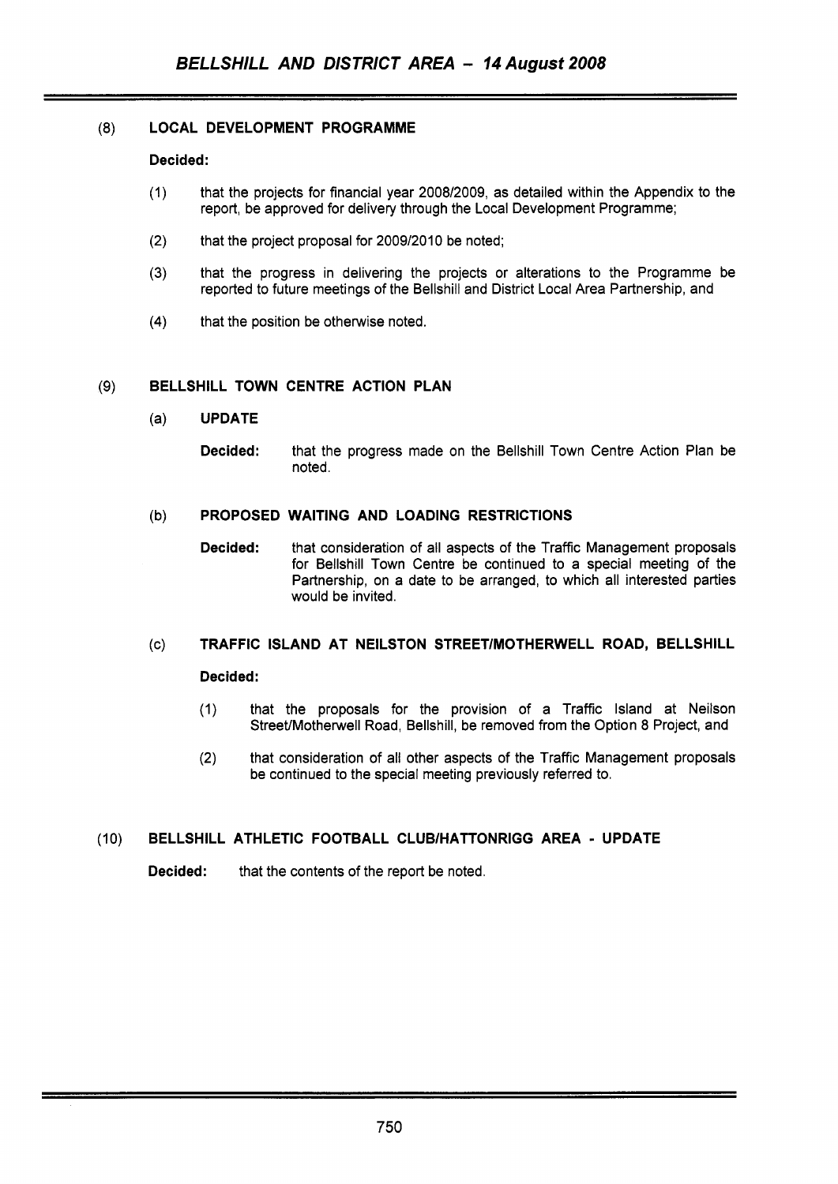### (8) LOCAL DEVELOPMENT PROGRAMME

**Decided:**

(1) that the projects for financial year 2008/2009, as detailed within the Appendix to the report, be approved for delivery through the Local Development Programme;

(2) that the project proposal for 2009/2010 be noted;

(3) that the progress in delivering the projects or alterations to the Programme be reported to future meetings of the Bellshill and District Local Area Partnership, and

(4) that the position be otherwise noted.

### (9) BELLSHILL TOWN CENTRE ACTION PLAN

#### (a) UPDATE

**Decided:** that the progress made on the Bellshill Town Centre Action Plan be noted.

#### (b) PROPOSED WAITING AND LOADING RESTRICTIONS

**Decided:** that consideration of all aspects of the Traffic Management proposals for Bellshill Town Centre be continued to a special meeting of the Partnership, on a date to be arranged, to which all interested parties would be invited.

#### (c) TRAFFIC ISLAND AT NEILSTON STREET/MOTHERWELL ROAD, BELLSHILL

**Decided:**

(1) that the proposals for the provision of a Traffic Island at Neilson Street/Motherwell Road, Bellshill, be removed from the Option 8 Project, and

(2) that consideration of all other aspects of the Traffic Management proposals be continued to the special meeting previously referred to.

### (10) BELLSHILL ATHLETIC FOOTBALL CLUB/HATTONRIGG AREA - UPDATE

**Decided:** that the contents of the report be noted.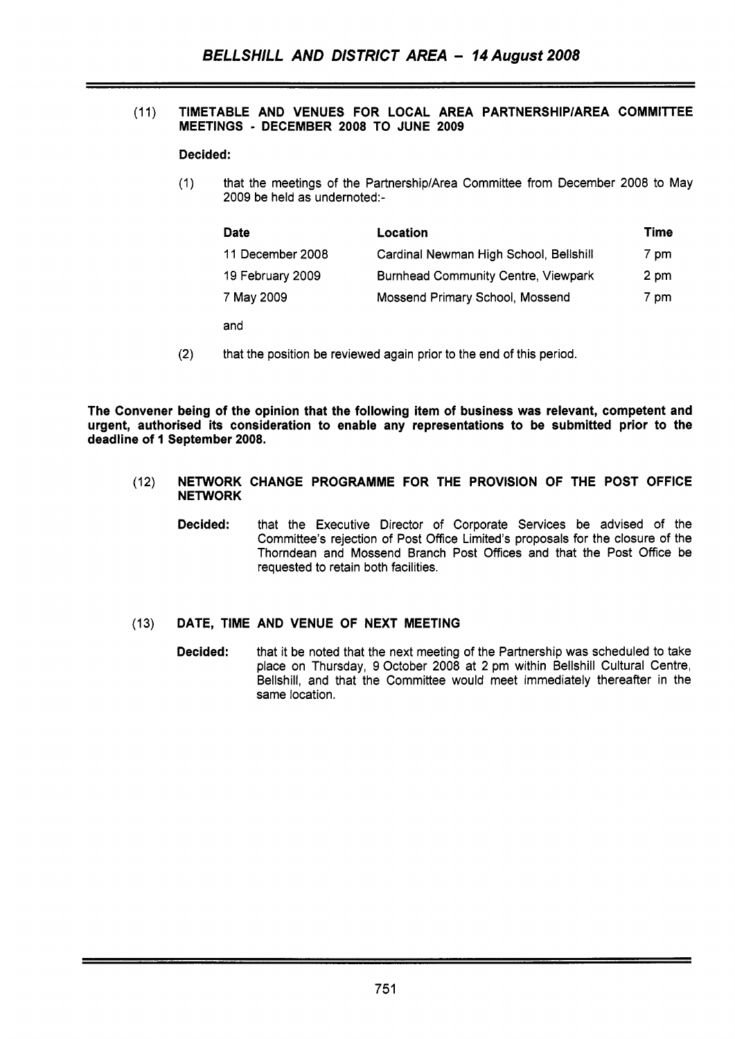**(11) TIMETABLE AND VENUES FOR LOCAL AREA PARTNERSHIP/AREA COMMITTEE MEETINGS - DECEMBER 2008 TO JUNE 2009**

**Decided:**

(1) that the meetings of the Partnership/Area Committee from December 2008 to May 2009 be held as undernoted:-

| Date | Location | Time |
|---|---|---|
| 11 December 2008 | Cardinal Newman High School, Bellshill | 7 pm |
| 19 February 2009 | Burnhead Community Centre, Viewpark | 2 pm |
| 7 May 2009 | Mossend Primary School, Mossend | 7 pm |

and

(2) that the position be reviewed again prior to the end of this period.

**The Convener being of the opinion that the following item of business was relevant, competent and urgent, authorised its consideration to enable any representations to be submitted prior to the deadline of 1 September 2008.**

**(12) NETWORK CHANGE PROGRAMME FOR THE PROVISION OF THE POST OFFICE NETWORK**

**Decided:** that the Executive Director of Corporate Services be advised of the Committee's rejection of Post Office Limited's proposals for the closure of the Thorndean and Mossend Branch Post Offices and that the Post Office be requested to retain both facilities.

**(13) DATE, TIME AND VENUE OF NEXT MEETING**

**Decided:** that it be noted that the next meeting of the Partnership was scheduled to take place on Thursday, 9 October 2008 at 2 pm within Bellshill Cultural Centre, Bellshill, and that the Committee would meet immediately thereafter in the same location.